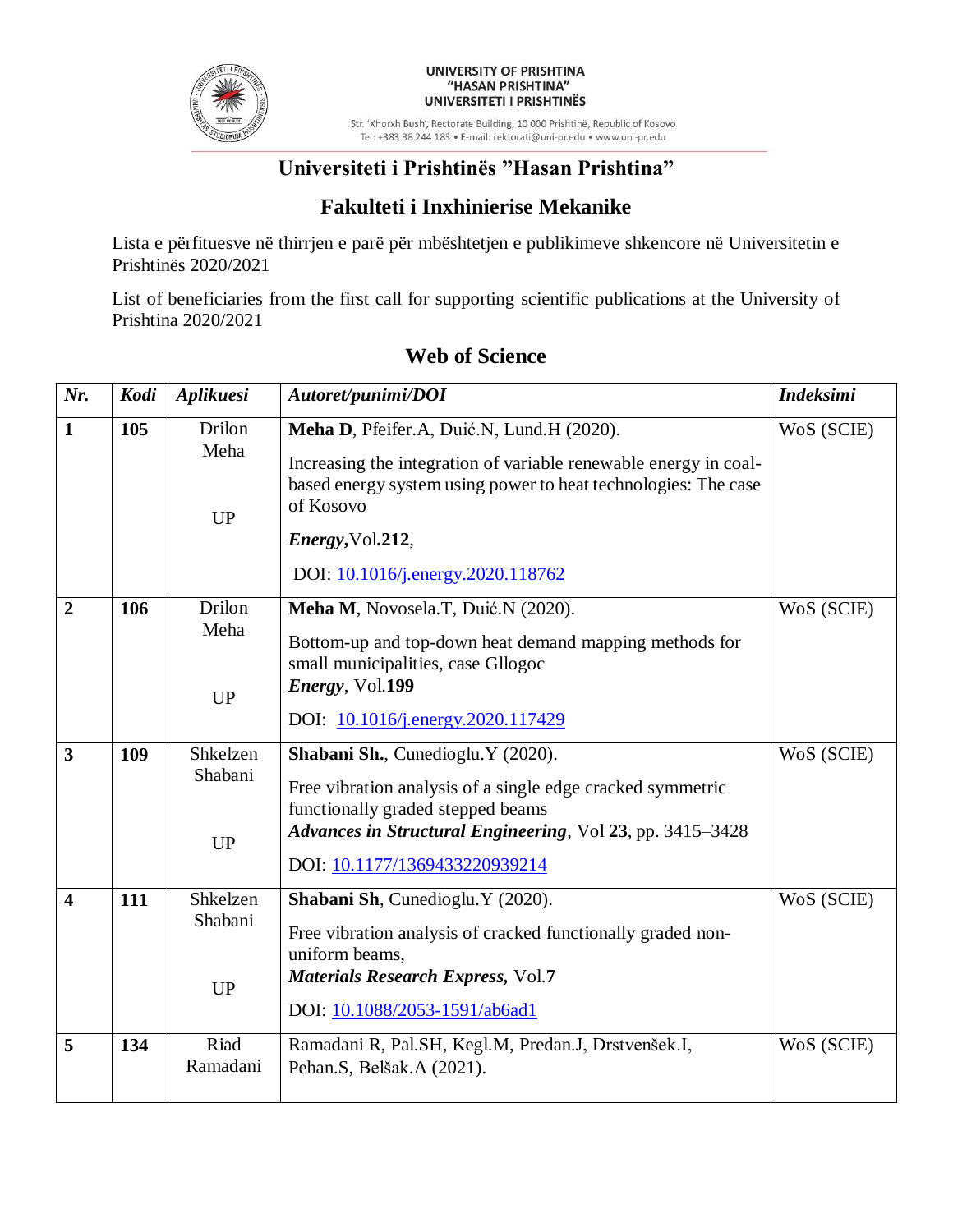UNIVERSITY OF PRISHTINA
"HASAN PRISHTINA"
UNIVERSITETI I PRISHTINËS

Str. 'Xhorxh Bush', Rectorate Building, 10 000 Prishtinë, Republic of Kosovo
Tel: +383 38 244 183 • E-mail: rektorati@uni-pr.edu • www.uni-pr.edu

# Universiteti i Prishtinës "Hasan Prishtina"

## Fakulteti i Inxhinierise Mekanike

Lista e përfituesve në thirrjen e parë për mbështetjen e publikimeve shkencore në Universitetin e Prishtinës 2020/2021

List of beneficiaries from the first call for supporting scientific publications at the University of Prishtina 2020/2021

### Web of Science

| *Nr.* | *Kodi* | *Aplikuesi* | *Autoret/punimi/DOI* | *Indeksimi* |
|---|---|---|---|---|
| **1** | **105** | Drilon Meha<br><br>UP | **Meha D**, Pfeifer.A, Duić.N, Lund.H (2020).<br><br>Increasing the integration of variable renewable energy in coal-based energy system using power to heat technologies: The case of Kosovo<br><br>***Energy***,Vol.**212**,<br><br>DOI: [10.1016/j.energy.2020.118762](https://doi.org/10.1016/j.energy.2020.118762) | WoS (SCIE) |
| **2** | **106** | Drilon Meha<br><br>UP | **Meha M**, Novosela.T, Duić.N (2020).<br><br>Bottom-up and top-down heat demand mapping methods for small municipalities, case Gllogoc<br>***Energy***, Vol.**199**<br><br>DOI: [10.1016/j.energy.2020.117429](https://doi.org/10.1016/j.energy.2020.117429) | WoS (SCIE) |
| **3** | **109** | Shkelzen Shabani<br><br>UP | **Shabani Sh.**, Cunedioglu.Y (2020).<br><br>Free vibration analysis of a single edge cracked symmetric functionally graded stepped beams<br>***Advances in Structural Engineering***, Vol **23**, pp. 3415–3428<br><br>DOI: [10.1177/1369433220939214](https://doi.org/10.1177/1369433220939214) | WoS (SCIE) |
| **4** | **111** | Shkelzen Shabani<br><br>UP | **Shabani Sh**, Cunedioglu.Y (2020).<br><br>Free vibration analysis of cracked functionally graded non-uniform beams,<br>***Materials Research Express,*** Vol.**7**<br><br>DOI: [10.1088/2053-1591/ab6ad1](https://doi.org/10.1088/2053-1591/ab6ad1) | WoS (SCIE) |
| **5** | **134** | Riad Ramadani | Ramadani R, Pal.SH, Kegl.M, Predan.J, Drstvenšek.I, Pehan.S, Belšak.A (2021). | WoS (SCIE) |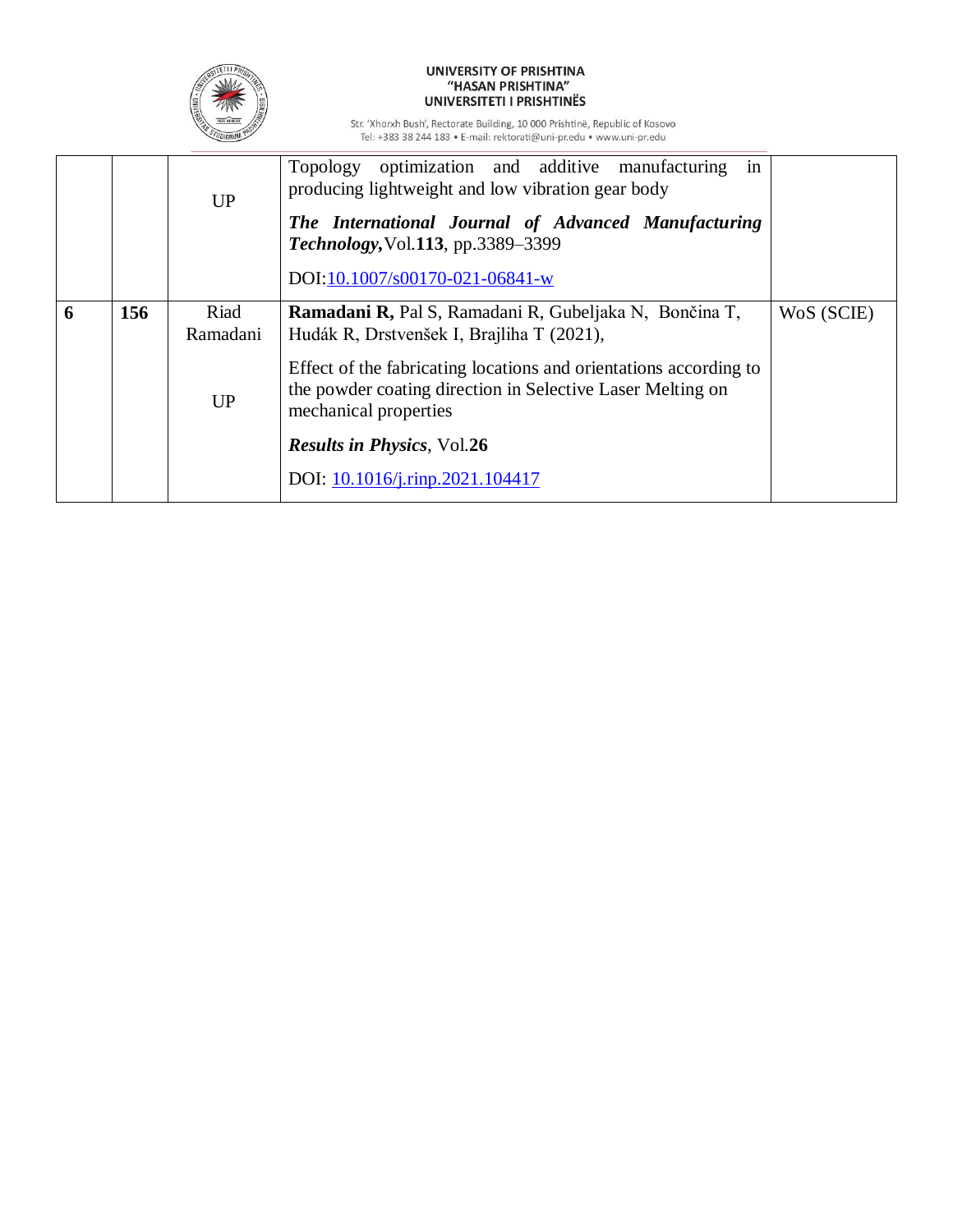| | | | | |
|---|---|---|---|---|
| | | UP | Topology optimization and additive manufacturing in producing lightweight and low vibration gear body<br><br>***The International Journal of Advanced Manufacturing Technology,*** Vol.**113**, pp.3389–3399<br><br>DOI:[10.1007/s00170-021-06841-w](https://doi.org/10.1007/s00170-021-06841-w) | |
| **6** | **156** | Riad Ramadani<br><br>UP | **Ramadani R,** Pal S, Ramadani R, Gubeljaka N, Bončina T, Hudák R, Drstvenšek I, Brajliha T (2021),<br><br>Effect of the fabricating locations and orientations according to the powder coating direction in Selective Laser Melting on mechanical properties<br><br>***Results in Physics***, Vol.**26**<br><br>DOI: [10.1016/j.rinp.2021.104417](https://doi.org/10.1016/j.rinp.2021.104417) | WoS (SCIE) |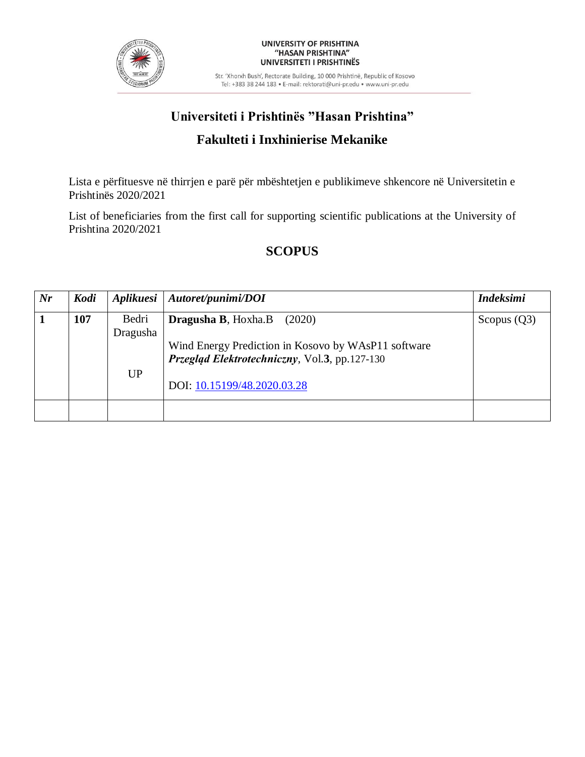UNIVERSITY OF PRISHTINA
"HASAN PRISHTINA"
UNIVERSITETI I PRISHTINËS

Str. 'Xhorxh Bush', Rectorate Building, 10 000 Prishtinë, Republic of Kosovo
Tel: +383 38 244 183 • E-mail: rektorati@uni-pr.edu • www.uni-pr.edu

## Universiteti i Prishtinës "Hasan Prishtina"

## Fakulteti i Inxhinierise Mekanike

Lista e përfituesve në thirrjen e parë për mbështetjen e publikimeve shkencore në Universitetin e Prishtinës 2020/2021

List of beneficiaries from the first call for supporting scientific publications at the University of Prishtina 2020/2021

## SCOPUS

| *Nr* | *Kodi* | *Aplikuesi* | *Autoret/punimi/DOI* | *Indeksimi* |
|---|---|---|---|---|
| **1** | **107** | Bedri Dragusha<br><br>UP | **Dragusha B**, Hoxha.B (2020)<br><br>Wind Energy Prediction in Kosovo by WAsP11 software<br>***Przegląd Elektrotechniczny***, Vol.**3**, pp.127-130<br><br>DOI: 10.15199/48.2020.03.28 | Scopus (Q3) |
| | | | | |